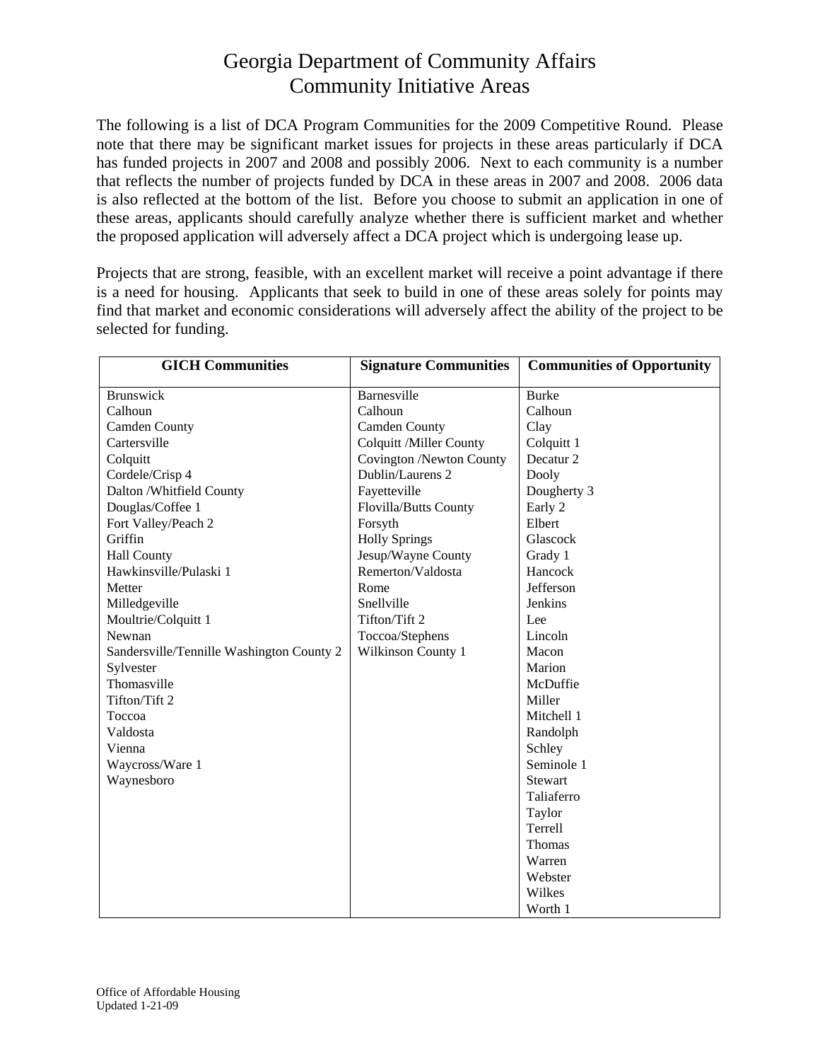# Georgia Department of Community Affairs
# Community Initiative Areas

The following is a list of DCA Program Communities for the 2009 Competitive Round. Please note that there may be significant market issues for projects in these areas particularly if DCA has funded projects in 2007 and 2008 and possibly 2006. Next to each community is a number that reflects the number of projects funded by DCA in these areas in 2007 and 2008. 2006 data is also reflected at the bottom of the list. Before you choose to submit an application in one of these areas, applicants should carefully analyze whether there is sufficient market and whether the proposed application will adversely affect a DCA project which is undergoing lease up.

Projects that are strong, feasible, with an excellent market will receive a point advantage if there is a need for housing. Applicants that seek to build in one of these areas solely for points may find that market and economic considerations will adversely affect the ability of the project to be selected for funding.

| GICH Communities | Signature Communities | Communities of Opportunity |
|---|---|---|
| Brunswick | Barnesville | Burke |
| Calhoun | Calhoun | Calhoun |
| Camden County | Camden County | Clay |
| Cartersville | Colquitt /Miller County | Colquitt 1 |
| Colquitt | Covington /Newton County | Decatur 2 |
| Cordele/Crisp 4 | Dublin/Laurens 2 | Dooly |
| Dalton /Whitfield County | Fayetteville | Dougherty 3 |
| Douglas/Coffee 1 | Flovilla/Butts County | Early 2 |
| Fort Valley/Peach 2 | Forsyth | Elbert |
| Griffin | Holly Springs | Glascock |
| Hall County | Jesup/Wayne County | Grady 1 |
| Hawkinsville/Pulaski 1 | Remerton/Valdosta | Hancock |
| Metter | Rome | Jefferson |
| Milledgeville | Snellville | Jenkins |
| Moultrie/Colquitt 1 | Tifton/Tift 2 | Lee |
| Newnan | Toccoa/Stephens | Lincoln |
| Sandersville/Tennille Washington County 2 | Wilkinson County 1 | Macon |
| Sylvester | | Marion |
| Thomasville | | McDuffie |
| Tifton/Tift 2 | | Miller |
| Toccoa | | Mitchell 1 |
| Valdosta | | Randolph |
| Vienna | | Schley |
| Waycross/Ware 1 | | Seminole 1 |
| Waynesboro | | Stewart |
| | | Taliaferro |
| | | Taylor |
| | | Terrell |
| | | Thomas |
| | | Warren |
| | | Webster |
| | | Wilkes |
| | | Worth 1 |

Office of Affordable Housing
Updated 1-21-09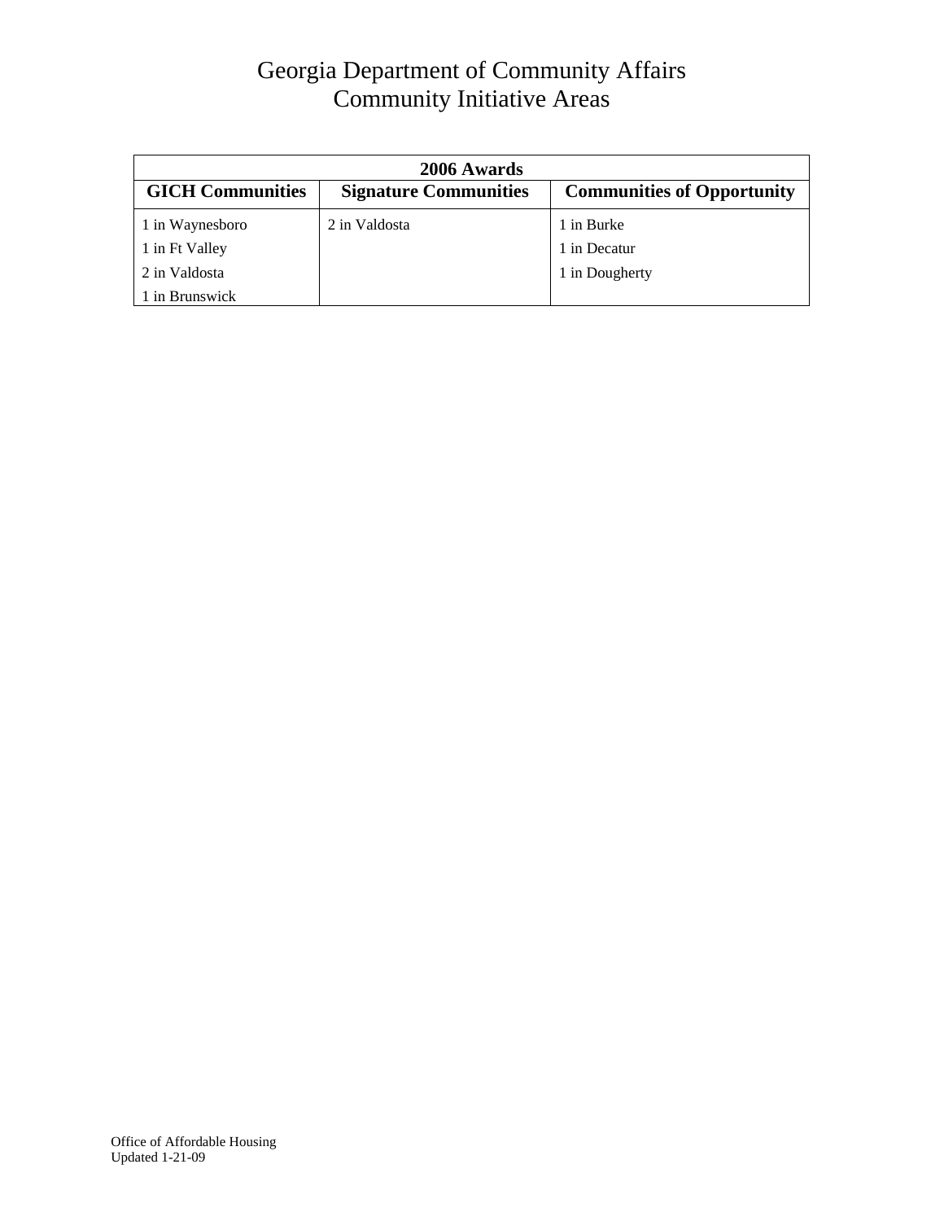# Georgia Department of Community Affairs
# Community Initiative Areas

| 2006 Awards | | |
|---|---|---|
| **GICH Communities** | **Signature Communities** | **Communities of Opportunity** |
| 1 in Waynesboro | 2 in Valdosta | 1 in Burke |
| 1 in Ft Valley | | 1 in Decatur |
| 2 in Valdosta | | 1 in Dougherty |
| 1 in Brunswick | | |

Office of Affordable Housing
Updated 1-21-09